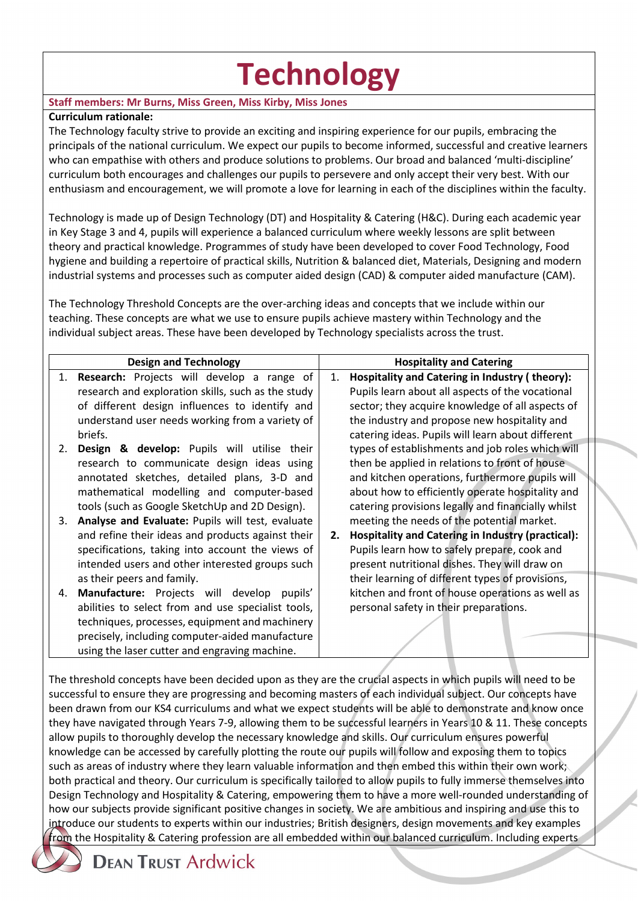# Technology

**Staff members: Mr Burns, Miss Green, Miss Kirby, Miss Jones**

**Curriculum rationale:**

The Technology faculty strive to provide an exciting and inspiring experience for our pupils, embracing the principals of the national curriculum. We expect our pupils to become informed, successful and creative learners who can empathise with others and produce solutions to problems. Our broad and balanced 'multi-discipline' curriculum both encourages and challenges our pupils to persevere and only accept their very best. With our enthusiasm and encouragement, we will promote a love for learning in each of the disciplines within the faculty.

Technology is made up of Design Technology (DT) and Hospitality & Catering (H&C). During each academic year in Key Stage 3 and 4, pupils will experience a balanced curriculum where weekly lessons are split between theory and practical knowledge. Programmes of study have been developed to cover Food Technology, Food hygiene and building a repertoire of practical skills, Nutrition & balanced diet, Materials, Designing and modern industrial systems and processes such as computer aided design (CAD) & computer aided manufacture (CAM).

The Technology Threshold Concepts are the over-arching ideas and concepts that we include within our teaching. These concepts are what we use to ensure pupils achieve mastery within Technology and the individual subject areas. These have been developed by Technology specialists across the trust.

| Design and Technology | Hospitality and Catering |
| --- | --- |
| 1. **Research:** Projects will develop a range of research and exploration skills, such as the study of different design influences to identify and understand user needs working from a variety of briefs.<br>2. **Design & develop:** Pupils will utilise their research to communicate design ideas using annotated sketches, detailed plans, 3-D and mathematical modelling and computer-based tools (such as Google SketchUp and 2D Design).<br>3. **Analyse and Evaluate:** Pupils will test, evaluate and refine their ideas and products against their specifications, taking into account the views of intended users and other interested groups such as their peers and family.<br>4. **Manufacture:** Projects will develop pupils' abilities to select from and use specialist tools, techniques, processes, equipment and machinery precisely, including computer-aided manufacture using the laser cutter and engraving machine. | 1. **Hospitality and Catering in Industry ( theory):** Pupils learn about all aspects of the vocational sector; they acquire knowledge of all aspects of the industry and propose new hospitality and catering ideas. Pupils will learn about different types of establishments and job roles which will then be applied in relations to front of house and kitchen operations, furthermore pupils will about how to efficiently operate hospitality and catering provisions legally and financially whilst meeting the needs of the potential market.<br>2. **Hospitality and Catering in Industry (practical):** Pupils learn how to safely prepare, cook and present nutritional dishes. They will draw on their learning of different types of provisions, kitchen and front of house operations as well as personal safety in their preparations. |

The threshold concepts have been decided upon as they are the crucial aspects in which pupils will need to be successful to ensure they are progressing and becoming masters of each individual subject. Our concepts have been drawn from our KS4 curriculums and what we expect students will be able to demonstrate and know once they have navigated through Years 7-9, allowing them to be successful learners in Years 10 & 11. These concepts allow pupils to thoroughly develop the necessary knowledge and skills. Our curriculum ensures powerful knowledge can be accessed by carefully plotting the route our pupils will follow and exposing them to topics such as areas of industry where they learn valuable information and then embed this within their own work; both practical and theory. Our curriculum is specifically tailored to allow pupils to fully immerse themselves into Design Technology and Hospitality & Catering, empowering them to have a more well-rounded understanding of how our subjects provide significant positive changes in society. We are ambitious and inspiring and use this to introduce our students to experts within our industries; British designers, design movements and key examples from the Hospitality & Catering profession are all embedded within our balanced curriculum. Including experts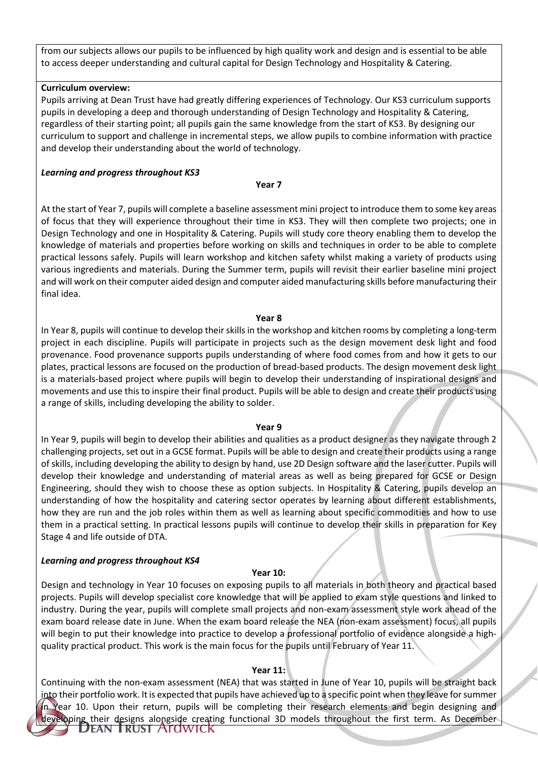from our subjects allows our pupils to be influenced by high quality work and design and is essential to be able to access deeper understanding and cultural capital for Design Technology and Hospitality & Catering.

**Curriculum overview:**

Pupils arriving at Dean Trust have had greatly differing experiences of Technology. Our KS3 curriculum supports pupils in developing a deep and thorough understanding of Design Technology and Hospitality & Catering, regardless of their starting point; all pupils gain the same knowledge from the start of KS3. By designing our curriculum to support and challenge in incremental steps, we allow pupils to combine information with practice and develop their understanding about the world of technology.

***Learning and progress throughout KS3***

**Year 7**

At the start of Year 7, pupils will complete a baseline assessment mini project to introduce them to some key areas of focus that they will experience throughout their time in KS3. They will then complete two projects; one in Design Technology and one in Hospitality & Catering. Pupils will study core theory enabling them to develop the knowledge of materials and properties before working on skills and techniques in order to be able to complete practical lessons safely. Pupils will learn workshop and kitchen safety whilst making a variety of products using various ingredients and materials. During the Summer term, pupils will revisit their earlier baseline mini project and will work on their computer aided design and computer aided manufacturing skills before manufacturing their final idea.

**Year 8**

In Year 8, pupils will continue to develop their skills in the workshop and kitchen rooms by completing a long-term project in each discipline. Pupils will participate in projects such as the design movement desk light and food provenance. Food provenance supports pupils understanding of where food comes from and how it gets to our plates, practical lessons are focused on the production of bread-based products. The design movement desk light is a materials-based project where pupils will begin to develop their understanding of inspirational designs and movements and use this to inspire their final product. Pupils will be able to design and create their products using a range of skills, including developing the ability to solder.

**Year 9**

In Year 9, pupils will begin to develop their abilities and qualities as a product designer as they navigate through 2 challenging projects, set out in a GCSE format. Pupils will be able to design and create their products using a range of skills, including developing the ability to design by hand, use 2D Design software and the laser cutter. Pupils will develop their knowledge and understanding of material areas as well as being prepared for GCSE or Design Engineering, should they wish to choose these as option subjects. In Hospitality & Catering, pupils develop an understanding of how the hospitality and catering sector operates by learning about different establishments, how they are run and the job roles within them as well as learning about specific commodities and how to use them in a practical setting. In practical lessons pupils will continue to develop their skills in preparation for Key Stage 4 and life outside of DTA.

***Learning and progress throughout KS4***

**Year 10:**

Design and technology in Year 10 focuses on exposing pupils to all materials in both theory and practical based projects. Pupils will develop specialist core knowledge that will be applied to exam style questions and linked to industry. During the year, pupils will complete small projects and non-exam assessment style work ahead of the exam board release date in June. When the exam board release the NEA (non-exam assessment) focus, all pupils will begin to put their knowledge into practice to develop a professional portfolio of evidence alongside a high-quality practical product. This work is the main focus for the pupils until February of Year 11.

**Year 11:**

Continuing with the non-exam assessment (NEA) that was started in June of Year 10, pupils will be straight back into their portfolio work. It is expected that pupils have achieved up to a specific point when they leave for summer in Year 10. Upon their return, pupils will be completing their research elements and begin designing and developing their designs alongside creating functional 3D models throughout the first term. As December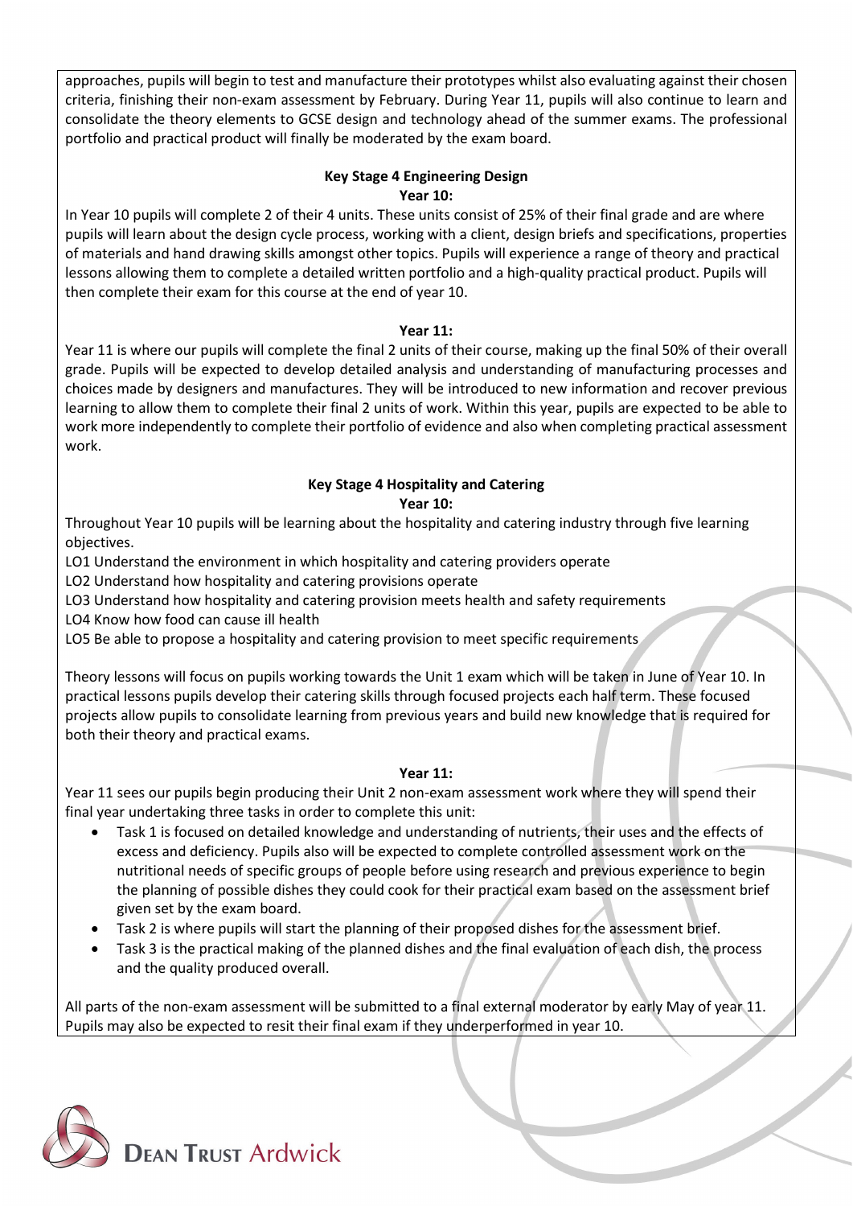approaches, pupils will begin to test and manufacture their prototypes whilst also evaluating against their chosen criteria, finishing their non-exam assessment by February. During Year 11, pupils will also continue to learn and consolidate the theory elements to GCSE design and technology ahead of the summer exams. The professional portfolio and practical product will finally be moderated by the exam board.

### Key Stage 4 Engineering Design

**Year 10:**

In Year 10 pupils will complete 2 of their 4 units. These units consist of 25% of their final grade and are where pupils will learn about the design cycle process, working with a client, design briefs and specifications, properties of materials and hand drawing skills amongst other topics. Pupils will experience a range of theory and practical lessons allowing them to complete a detailed written portfolio and a high-quality practical product. Pupils will then complete their exam for this course at the end of year 10.

**Year 11:**

Year 11 is where our pupils will complete the final 2 units of their course, making up the final 50% of their overall grade. Pupils will be expected to develop detailed analysis and understanding of manufacturing processes and choices made by designers and manufactures. They will be introduced to new information and recover previous learning to allow them to complete their final 2 units of work. Within this year, pupils are expected to be able to work more independently to complete their portfolio of evidence and also when completing practical assessment work.

### Key Stage 4 Hospitality and Catering

**Year 10:**

Throughout Year 10 pupils will be learning about the hospitality and catering industry through five learning objectives.

LO1 Understand the environment in which hospitality and catering providers operate
LO2 Understand how hospitality and catering provisions operate
LO3 Understand how hospitality and catering provision meets health and safety requirements
LO4 Know how food can cause ill health
LO5 Be able to propose a hospitality and catering provision to meet specific requirements

Theory lessons will focus on pupils working towards the Unit 1 exam which will be taken in June of Year 10. In practical lessons pupils develop their catering skills through focused projects each half term. These focused projects allow pupils to consolidate learning from previous years and build new knowledge that is required for both their theory and practical exams.

**Year 11:**

Year 11 sees our pupils begin producing their Unit 2 non-exam assessment work where they will spend their final year undertaking three tasks in order to complete this unit:

- Task 1 is focused on detailed knowledge and understanding of nutrients, their uses and the effects of excess and deficiency. Pupils also will be expected to complete controlled assessment work on the nutritional needs of specific groups of people before using research and previous experience to begin the planning of possible dishes they could cook for their practical exam based on the assessment brief given set by the exam board.
- Task 2 is where pupils will start the planning of their proposed dishes for the assessment brief.
- Task 3 is the practical making of the planned dishes and the final evaluation of each dish, the process and the quality produced overall.

All parts of the non-exam assessment will be submitted to a final external moderator by early May of year 11. Pupils may also be expected to resit their final exam if they underperformed in year 10.